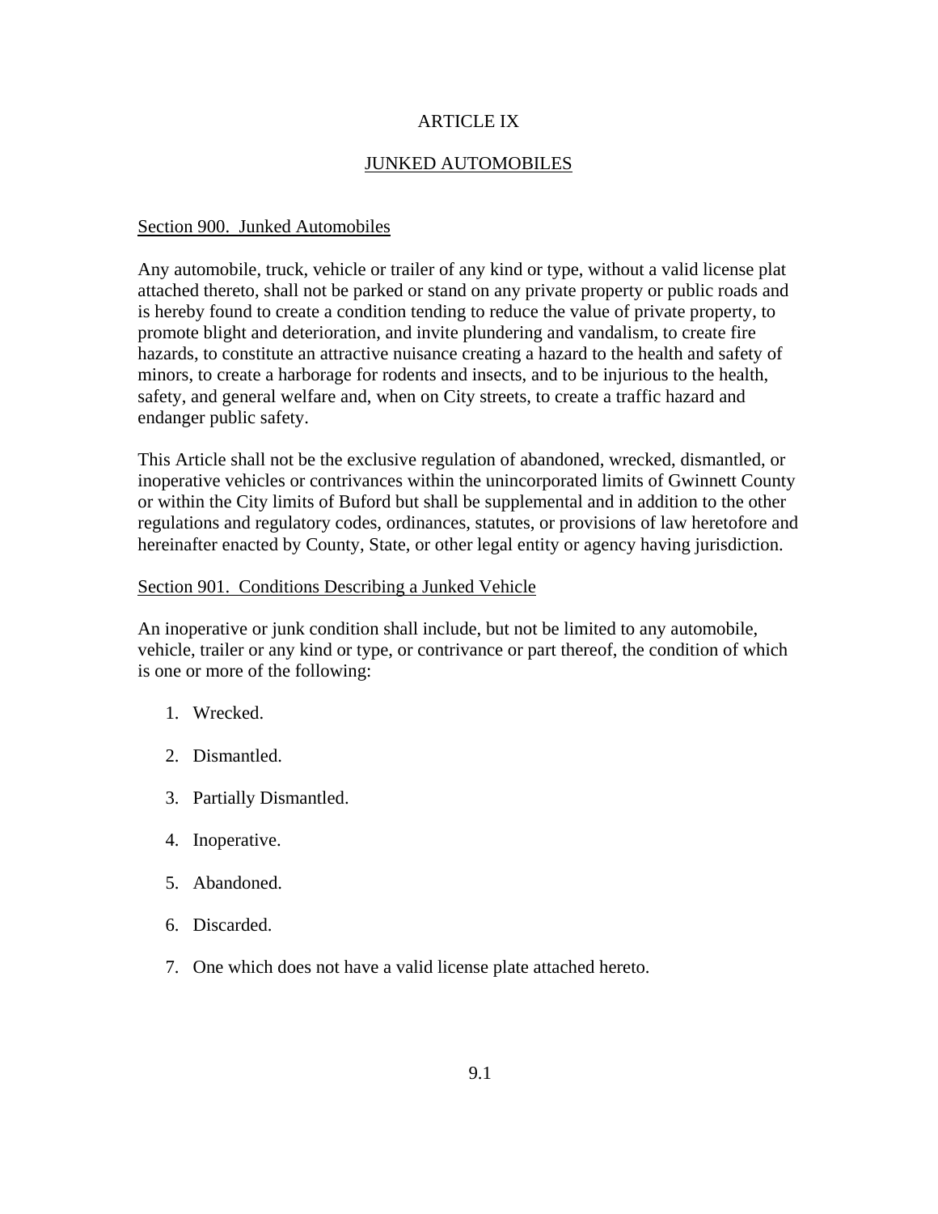# ARTICLE IX

## JUNKED AUTOMOBILES

### Section 900. Junked Automobiles

Any automobile, truck, vehicle or trailer of any kind or type, without a valid license plat attached thereto, shall not be parked or stand on any private property or public roads and is hereby found to create a condition tending to reduce the value of private property, to promote blight and deterioration, and invite plundering and vandalism, to create fire hazards, to constitute an attractive nuisance creating a hazard to the health and safety of minors, to create a harborage for rodents and insects, and to be injurious to the health, safety, and general welfare and, when on City streets, to create a traffic hazard and endanger public safety.

This Article shall not be the exclusive regulation of abandoned, wrecked, dismantled, or inoperative vehicles or contrivances within the unincorporated limits of Gwinnett County or within the City limits of Buford but shall be supplemental and in addition to the other regulations and regulatory codes, ordinances, statutes, or provisions of law heretofore and hereinafter enacted by County, State, or other legal entity or agency having jurisdiction.

### Section 901. Conditions Describing a Junked Vehicle

An inoperative or junk condition shall include, but not be limited to any automobile, vehicle, trailer or any kind or type, or contrivance or part thereof, the condition of which is one or more of the following:

1. Wrecked.
2. Dismantled.
3. Partially Dismantled.
4. Inoperative.
5. Abandoned.
6. Discarded.
7. One which does not have a valid license plate attached hereto.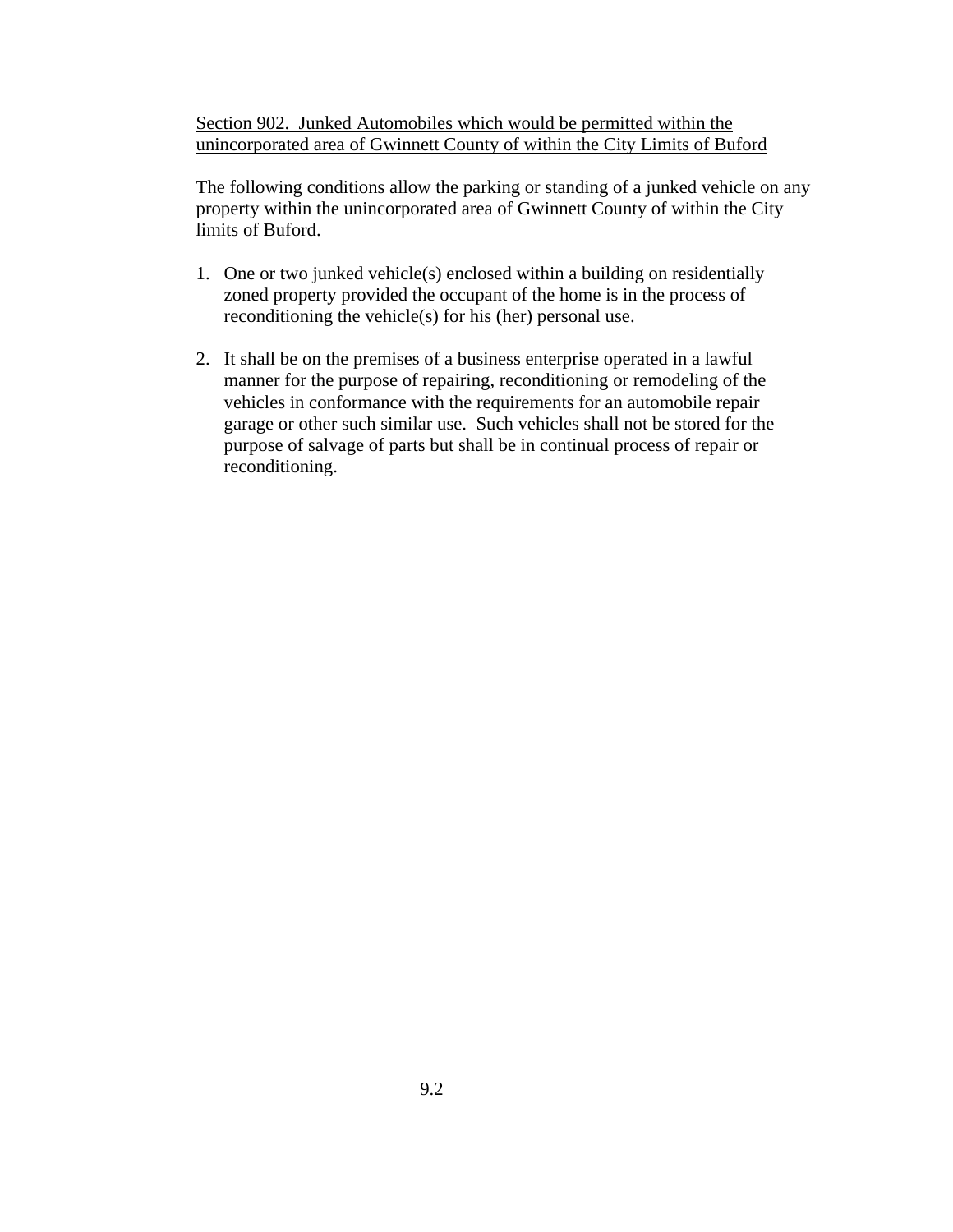<u>Section 902. Junked Automobiles which would be permitted within the unincorporated area of Gwinnett County of within the City Limits of Buford</u>

The following conditions allow the parking or standing of a junked vehicle on any property within the unincorporated area of Gwinnett County of within the City limits of Buford.

1. One or two junked vehicle(s) enclosed within a building on residentially zoned property provided the occupant of the home is in the process of reconditioning the vehicle(s) for his (her) personal use.

2. It shall be on the premises of a business enterprise operated in a lawful manner for the purpose of repairing, reconditioning or remodeling of the vehicles in conformance with the requirements for an automobile repair garage or other such similar use. Such vehicles shall not be stored for the purpose of salvage of parts but shall be in continual process of repair or reconditioning.